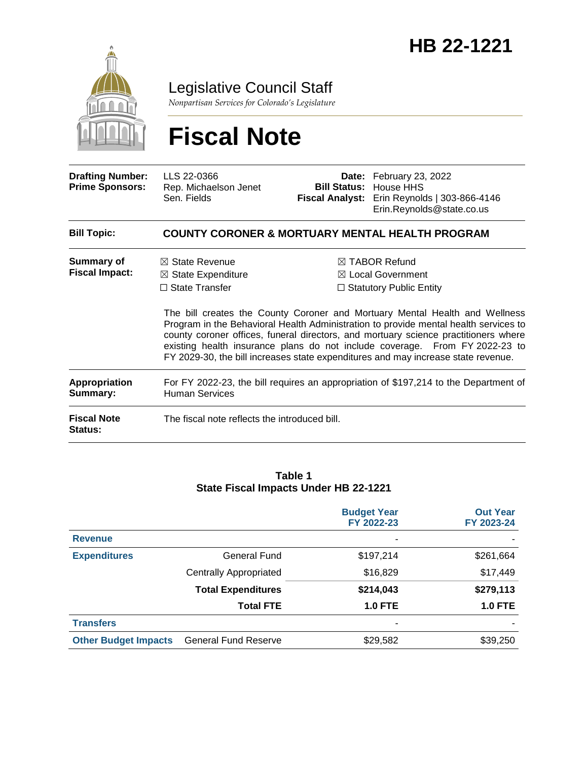# HB 22-1221

Legislative Council Staff

*Nonpartisan Services for Colorado's Legislature*

# Fiscal Note

| | | | |
|---|---|---|---|
| **Drafting Number:** | LLS 22-0366 | **Date:** | February 23, 2022 |
| **Prime Sponsors:** | Rep. Michaelson Jenet<br>Sen. Fields | **Bill Status:** | House HHS |
| | | **Fiscal Analyst:** | Erin Reynolds \| 303-866-4146<br>Erin.Reynolds@state.co.us |

**Bill Topic:** **COUNTY CORONER & MORTUARY MENTAL HEALTH PROGRAM**

**Summary of Fiscal Impact:**

☒ State Revenue
☒ State Expenditure
☐ State Transfer
☒ TABOR Refund
☒ Local Government
☐ Statutory Public Entity

The bill creates the County Coroner and Mortuary Mental Health and Wellness Program in the Behavioral Health Administration to provide mental health services to county coroner offices, funeral directors, and mortuary science practitioners where existing health insurance plans do not include coverage. From FY 2022-23 to FY 2029-30, the bill increases state expenditures and may increase state revenue.

**Appropriation Summary:** For FY 2022-23, the bill requires an appropriation of $197,214 to the Department of Human Services

**Fiscal Note Status:** The fiscal note reflects the introduced bill.

**Table 1**
**State Fiscal Impacts Under HB 22-1221**

| | | Budget Year FY 2022-23 | Out Year FY 2023-24 |
|---|---|---|---|
| **Revenue** | | - | - |
| **Expenditures** | General Fund | $197,214 | $261,664 |
| | Centrally Appropriated | $16,829 | $17,449 |
| | **Total Expenditures** | **$214,043** | **$279,113** |
| | **Total FTE** | **1.0 FTE** | **1.0 FTE** |
| **Transfers** | | - | - |
| **Other Budget Impacts** | General Fund Reserve | $29,582 | $39,250 |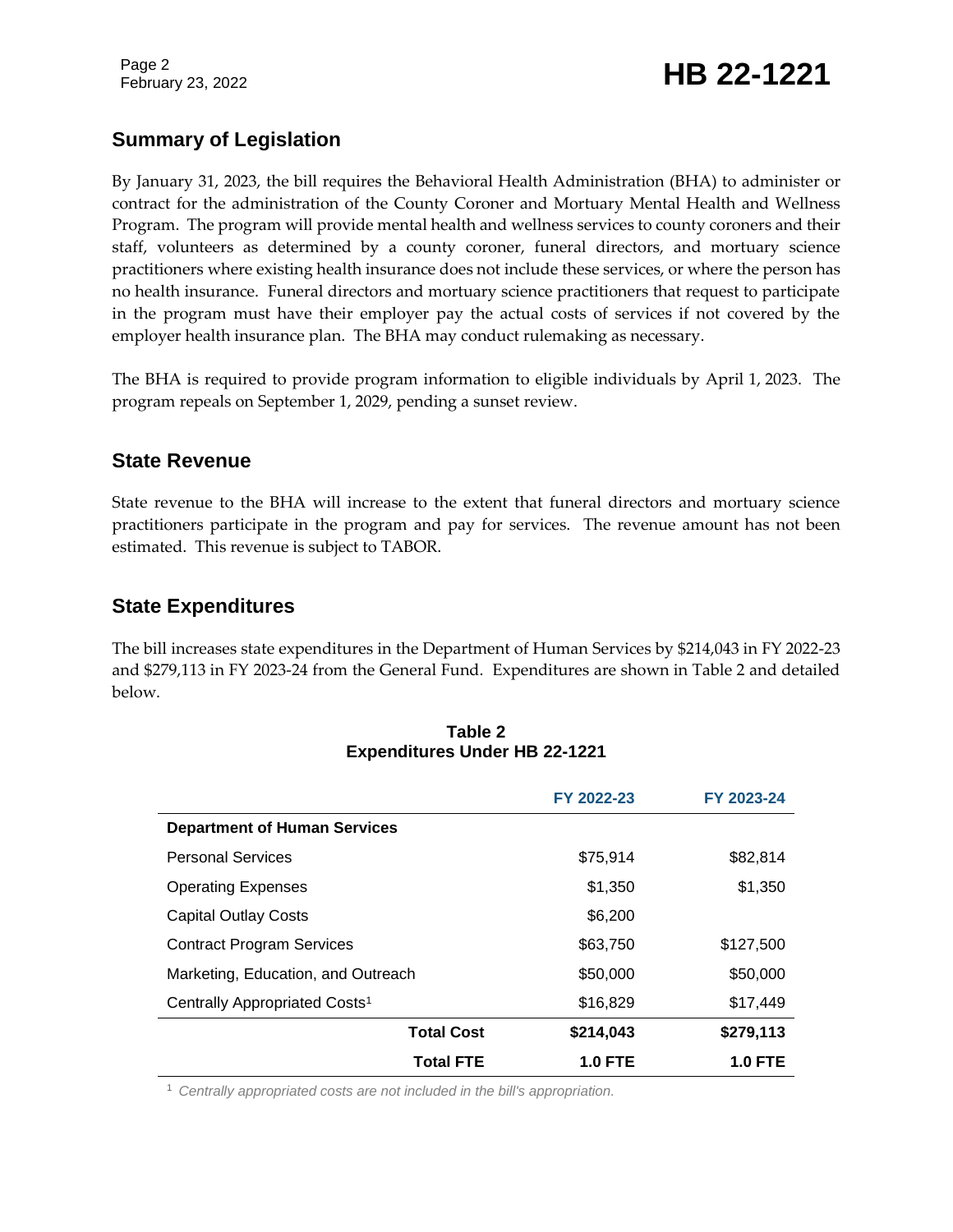## Summary of Legislation

By January 31, 2023, the bill requires the Behavioral Health Administration (BHA) to administer or contract for the administration of the County Coroner and Mortuary Mental Health and Wellness Program. The program will provide mental health and wellness services to county coroners and their staff, volunteers as determined by a county coroner, funeral directors, and mortuary science practitioners where existing health insurance does not include these services, or where the person has no health insurance. Funeral directors and mortuary science practitioners that request to participate in the program must have their employer pay the actual costs of services if not covered by the employer health insurance plan. The BHA may conduct rulemaking as necessary.

The BHA is required to provide program information to eligible individuals by April 1, 2023. The program repeals on September 1, 2029, pending a sunset review.

## State Revenue

State revenue to the BHA will increase to the extent that funeral directors and mortuary science practitioners participate in the program and pay for services. The revenue amount has not been estimated. This revenue is subject to TABOR.

## State Expenditures

The bill increases state expenditures in the Department of Human Services by $214,043 in FY 2022-23 and $279,113 in FY 2023-24 from the General Fund. Expenditures are shown in Table 2 and detailed below.

**Table 2**
**Expenditures Under HB 22-1221**

| | FY 2022-23 | FY 2023-24 |
|---|---|---|
| **Department of Human Services** | | |
| Personal Services | $75,914 | $82,814 |
| Operating Expenses | $1,350 | $1,350 |
| Capital Outlay Costs | $6,200 | |
| Contract Program Services | $63,750 | $127,500 |
| Marketing, Education, and Outreach | $50,000 | $50,000 |
| Centrally Appropriated Costs[1] | $16,829 | $17,449 |
| **Total Cost** | **$214,043** | **$279,113** |
| **Total FTE** | **1.0 FTE** | **1.0 FTE** |

[1] *Centrally appropriated costs are not included in the bill's appropriation.*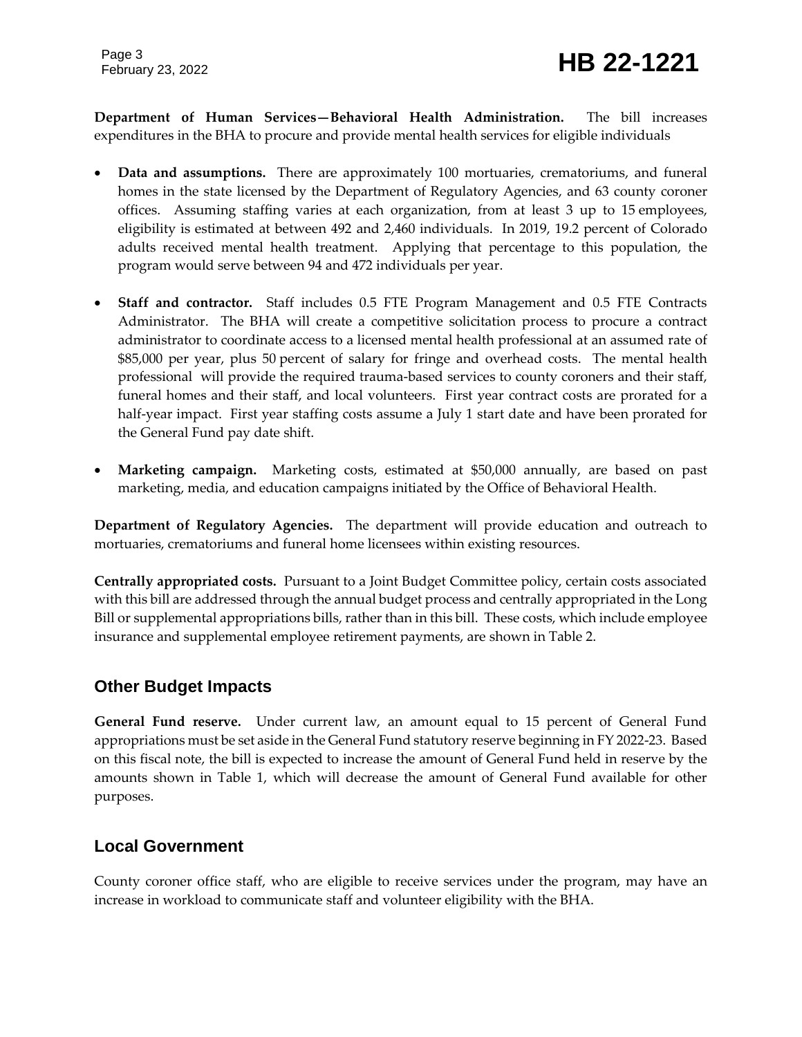**Department of Human Services—Behavioral Health Administration.** The bill increases expenditures in the BHA to procure and provide mental health services for eligible individuals

- **Data and assumptions.** There are approximately 100 mortuaries, crematoriums, and funeral homes in the state licensed by the Department of Regulatory Agencies, and 63 county coroner offices. Assuming staffing varies at each organization, from at least 3 up to 15 employees, eligibility is estimated at between 492 and 2,460 individuals. In 2019, 19.2 percent of Colorado adults received mental health treatment. Applying that percentage to this population, the program would serve between 94 and 472 individuals per year.

- **Staff and contractor.** Staff includes 0.5 FTE Program Management and 0.5 FTE Contracts Administrator. The BHA will create a competitive solicitation process to procure a contract administrator to coordinate access to a licensed mental health professional at an assumed rate of $85,000 per year, plus 50 percent of salary for fringe and overhead costs. The mental health professional will provide the required trauma-based services to county coroners and their staff, funeral homes and their staff, and local volunteers. First year contract costs are prorated for a half-year impact. First year staffing costs assume a July 1 start date and have been prorated for the General Fund pay date shift.

- **Marketing campaign.** Marketing costs, estimated at $50,000 annually, are based on past marketing, media, and education campaigns initiated by the Office of Behavioral Health.

**Department of Regulatory Agencies.** The department will provide education and outreach to mortuaries, crematoriums and funeral home licensees within existing resources.

**Centrally appropriated costs.** Pursuant to a Joint Budget Committee policy, certain costs associated with this bill are addressed through the annual budget process and centrally appropriated in the Long Bill or supplemental appropriations bills, rather than in this bill. These costs, which include employee insurance and supplemental employee retirement payments, are shown in Table 2.

## Other Budget Impacts

**General Fund reserve.** Under current law, an amount equal to 15 percent of General Fund appropriations must be set aside in the General Fund statutory reserve beginning in FY 2022-23. Based on this fiscal note, the bill is expected to increase the amount of General Fund held in reserve by the amounts shown in Table 1, which will decrease the amount of General Fund available for other purposes.

## Local Government

County coroner office staff, who are eligible to receive services under the program, may have an increase in workload to communicate staff and volunteer eligibility with the BHA.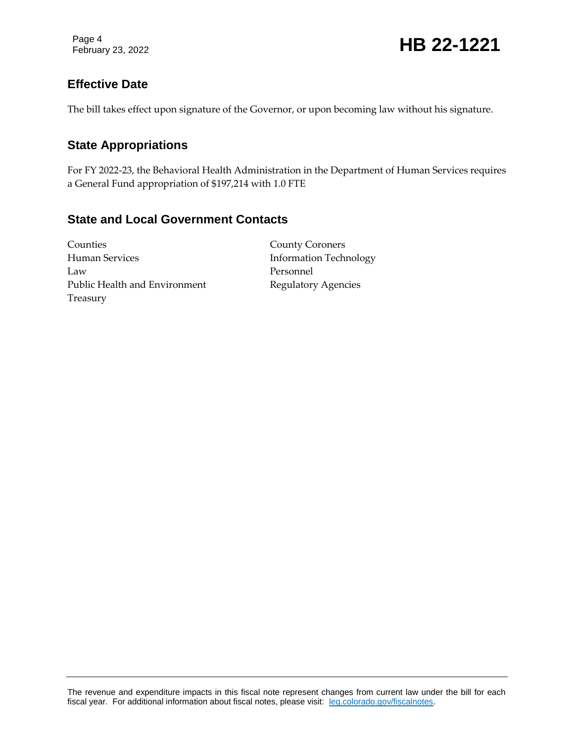## Effective Date

The bill takes effect upon signature of the Governor, or upon becoming law without his signature.

## State Appropriations

For FY 2022-23, the Behavioral Health Administration in the Department of Human Services requires a General Fund appropriation of $197,214 with 1.0 FTE

## State and Local Government Contacts

Counties
County Coroners
Human Services
Information Technology
Law
Personnel
Public Health and Environment
Regulatory Agencies
Treasury

The revenue and expenditure impacts in this fiscal note represent changes from current law under the bill for each fiscal year. For additional information about fiscal notes, please visit: leg.colorado.gov/fiscalnotes.